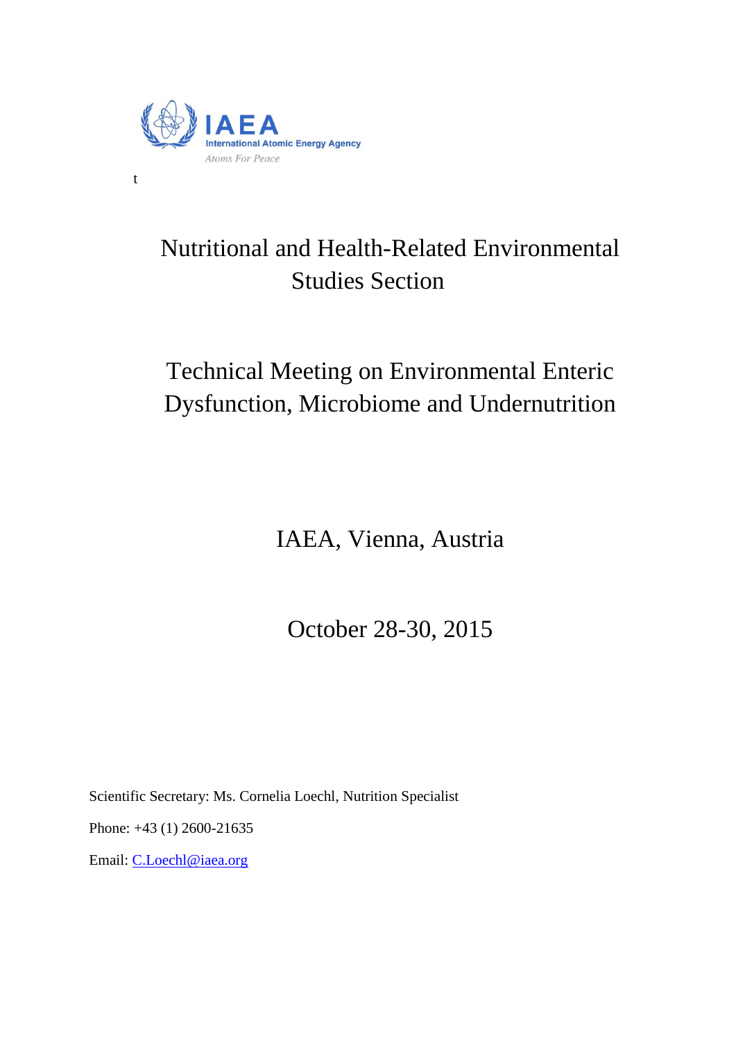IAEA
International Atomic Energy Agency
*Atoms For Peace*

t

# Nutritional and Health-Related Environmental Studies Section

# Technical Meeting on Environmental Enteric Dysfunction, Microbiome and Undernutrition

## IAEA, Vienna, Austria

## October 28-30, 2015

Scientific Secretary: Ms. Cornelia Loechl, Nutrition Specialist

Phone: +43 (1) 2600-21635

Email: C.Loechl@iaea.org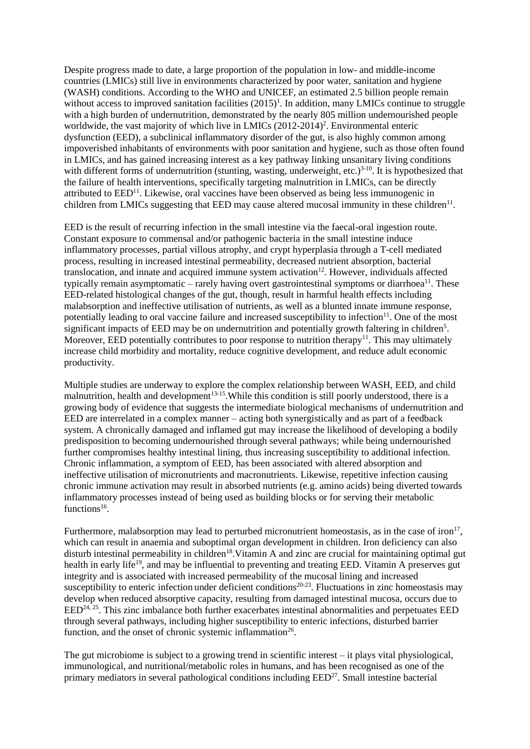Despite progress made to date, a large proportion of the population in low- and middle-income countries (LMICs) still live in environments characterized by poor water, sanitation and hygiene (WASH) conditions. According to the WHO and UNICEF, an estimated 2.5 billion people remain without access to improved sanitation facilities (2015)[1]. In addition, many LMICs continue to struggle with a high burden of undernutrition, demonstrated by the nearly 805 million undernourished people worldwide, the vast majority of which live in LMICs (2012-2014)[2]. Environmental enteric dysfunction (EED), a subclinical inflammatory disorder of the gut, is also highly common among impoverished inhabitants of environments with poor sanitation and hygiene, such as those often found in LMICs, and has gained increasing interest as a key pathway linking unsanitary living conditions with different forms of undernutrition (stunting, wasting, underweight, etc.)[3-10]. It is hypothesized that the failure of health interventions, specifically targeting malnutrition in LMICs, can be directly attributed to EED[11]. Likewise, oral vaccines have been observed as being less immunogenic in children from LMICs suggesting that EED may cause altered mucosal immunity in these children[11].

EED is the result of recurring infection in the small intestine via the faecal-oral ingestion route. Constant exposure to commensal and/or pathogenic bacteria in the small intestine induce inflammatory processes, partial villous atrophy, and crypt hyperplasia through a T-cell mediated process, resulting in increased intestinal permeability, decreased nutrient absorption, bacterial translocation, and innate and acquired immune system activation[12]. However, individuals affected typically remain asymptomatic – rarely having overt gastrointestinal symptoms or diarrhoea[11]. These EED-related histological changes of the gut, though, result in harmful health effects including malabsorption and ineffective utilisation of nutrients, as well as a blunted innate immune response, potentially leading to oral vaccine failure and increased susceptibility to infection[11]. One of the most significant impacts of EED may be on undernutrition and potentially growth faltering in children[5]. Moreover, EED potentially contributes to poor response to nutrition therapy[11]. This may ultimately increase child morbidity and mortality, reduce cognitive development, and reduce adult economic productivity.

Multiple studies are underway to explore the complex relationship between WASH, EED, and child malnutrition, health and development[13-15].While this condition is still poorly understood, there is a growing body of evidence that suggests the intermediate biological mechanisms of undernutrition and EED are interrelated in a complex manner – acting both synergistically and as part of a feedback system. A chronically damaged and inflamed gut may increase the likelihood of developing a bodily predisposition to becoming undernourished through several pathways; while being undernourished further compromises healthy intestinal lining, thus increasing susceptibility to additional infection. Chronic inflammation, a symptom of EED, has been associated with altered absorption and ineffective utilisation of micronutrients and macronutrients. Likewise, repetitive infection causing chronic immune activation may result in absorbed nutrients (e.g. amino acids) being diverted towards inflammatory processes instead of being used as building blocks or for serving their metabolic functions[16].

Furthermore, malabsorption may lead to perturbed micronutrient homeostasis, as in the case of iron[17], which can result in anaemia and suboptimal organ development in children. Iron deficiency can also disturb intestinal permeability in children[18].Vitamin A and zinc are crucial for maintaining optimal gut health in early life[19], and may be influential to preventing and treating EED. Vitamin A preserves gut integrity and is associated with increased permeability of the mucosal lining and increased susceptibility to enteric infection under deficient conditions[20-23]. Fluctuations in zinc homeostasis may develop when reduced absorptive capacity, resulting from damaged intestinal mucosa, occurs due to EED[24, 25]. This zinc imbalance both further exacerbates intestinal abnormalities and perpetuates EED through several pathways, including higher susceptibility to enteric infections, disturbed barrier function, and the onset of chronic systemic inflammation[26].

The gut microbiome is subject to a growing trend in scientific interest – it plays vital physiological, immunological, and nutritional/metabolic roles in humans, and has been recognised as one of the primary mediators in several pathological conditions including EED[27]. Small intestine bacterial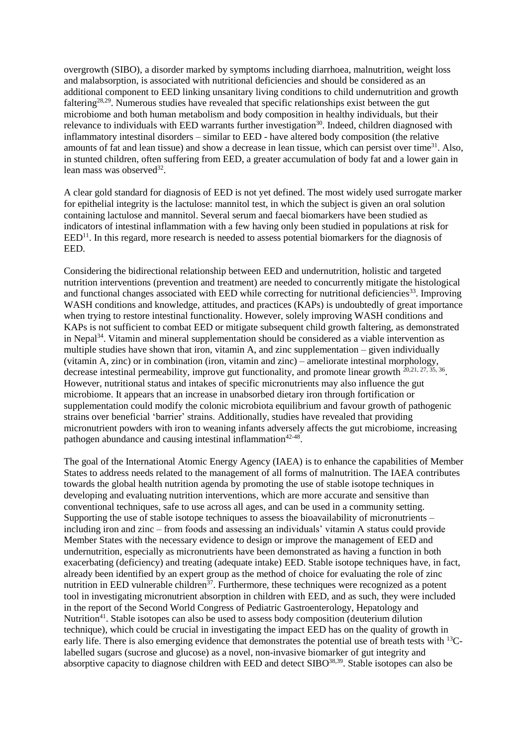overgrowth (SIBO), a disorder marked by symptoms including diarrhoea, malnutrition, weight loss and malabsorption, is associated with nutritional deficiencies and should be considered as an additional component to EED linking unsanitary living conditions to child undernutrition and growth faltering[28,29]. Numerous studies have revealed that specific relationships exist between the gut microbiome and both human metabolism and body composition in healthy individuals, but their relevance to individuals with EED warrants further investigation[30]. Indeed, children diagnosed with inflammatory intestinal disorders – similar to EED - have altered body composition (the relative amounts of fat and lean tissue) and show a decrease in lean tissue, which can persist over time[31]. Also, in stunted children, often suffering from EED, a greater accumulation of body fat and a lower gain in lean mass was observed[32].

A clear gold standard for diagnosis of EED is not yet defined. The most widely used surrogate marker for epithelial integrity is the lactulose: mannitol test, in which the subject is given an oral solution containing lactulose and mannitol. Several serum and faecal biomarkers have been studied as indicators of intestinal inflammation with a few having only been studied in populations at risk for EED[11]. In this regard, more research is needed to assess potential biomarkers for the diagnosis of EED.

Considering the bidirectional relationship between EED and undernutrition, holistic and targeted nutrition interventions (prevention and treatment) are needed to concurrently mitigate the histological and functional changes associated with EED while correcting for nutritional deficiencies[33]. Improving WASH conditions and knowledge, attitudes, and practices (KAPs) is undoubtedly of great importance when trying to restore intestinal functionality. However, solely improving WASH conditions and KAPs is not sufficient to combat EED or mitigate subsequent child growth faltering, as demonstrated in Nepal[34]. Vitamin and mineral supplementation should be considered as a viable intervention as multiple studies have shown that iron, vitamin A, and zinc supplementation – given individually (vitamin A, zinc) or in combination (iron, vitamin and zinc) – ameliorate intestinal morphology, decrease intestinal permeability, improve gut functionality, and promote linear growth [20,21, 27, 35, 36]. However, nutritional status and intakes of specific micronutrients may also influence the gut microbiome. It appears that an increase in unabsorbed dietary iron through fortification or supplementation could modify the colonic microbiota equilibrium and favour growth of pathogenic strains over beneficial 'barrier' strains. Additionally, studies have revealed that providing micronutrient powders with iron to weaning infants adversely affects the gut microbiome, increasing pathogen abundance and causing intestinal inflammation[42-48].

The goal of the International Atomic Energy Agency (IAEA) is to enhance the capabilities of Member States to address needs related to the management of all forms of malnutrition. The IAEA contributes towards the global health nutrition agenda by promoting the use of stable isotope techniques in developing and evaluating nutrition interventions, which are more accurate and sensitive than conventional techniques, safe to use across all ages, and can be used in a community setting. Supporting the use of stable isotope techniques to assess the bioavailability of micronutrients – including iron and zinc – from foods and assessing an individuals' vitamin A status could provide Member States with the necessary evidence to design or improve the management of EED and undernutrition, especially as micronutrients have been demonstrated as having a function in both exacerbating (deficiency) and treating (adequate intake) EED. Stable isotope techniques have, in fact, already been identified by an expert group as the method of choice for evaluating the role of zinc nutrition in EED vulnerable children[37]. Furthermore, these techniques were recognized as a potent tool in investigating micronutrient absorption in children with EED, and as such, they were included in the report of the Second World Congress of Pediatric Gastroenterology, Hepatology and Nutrition[41]. Stable isotopes can also be used to assess body composition (deuterium dilution technique), which could be crucial in investigating the impact EED has on the quality of growth in early life. There is also emerging evidence that demonstrates the potential use of breath tests with $^{13}$C-labelled sugars (sucrose and glucose) as a novel, non-invasive biomarker of gut integrity and absorptive capacity to diagnose children with EED and detect SIBO[38,39]. Stable isotopes can also be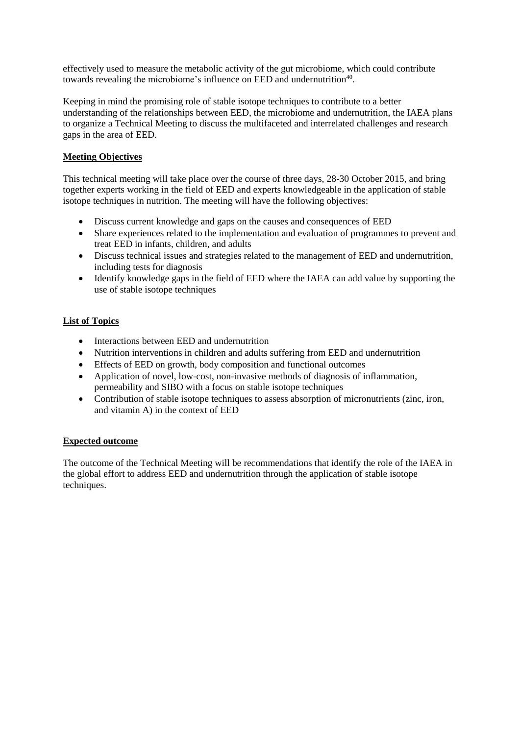effectively used to measure the metabolic activity of the gut microbiome, which could contribute towards revealing the microbiome's influence on EED and undernutrition[40].

Keeping in mind the promising role of stable isotope techniques to contribute to a better understanding of the relationships between EED, the microbiome and undernutrition, the IAEA plans to organize a Technical Meeting to discuss the multifaceted and interrelated challenges and research gaps in the area of EED.

## Meeting Objectives

This technical meeting will take place over the course of three days, 28-30 October 2015, and bring together experts working in the field of EED and experts knowledgeable in the application of stable isotope techniques in nutrition. The meeting will have the following objectives:

- Discuss current knowledge and gaps on the causes and consequences of EED
- Share experiences related to the implementation and evaluation of programmes to prevent and treat EED in infants, children, and adults
- Discuss technical issues and strategies related to the management of EED and undernutrition, including tests for diagnosis
- Identify knowledge gaps in the field of EED where the IAEA can add value by supporting the use of stable isotope techniques

## List of Topics

- Interactions between EED and undernutrition
- Nutrition interventions in children and adults suffering from EED and undernutrition
- Effects of EED on growth, body composition and functional outcomes
- Application of novel, low-cost, non-invasive methods of diagnosis of inflammation, permeability and SIBO with a focus on stable isotope techniques
- Contribution of stable isotope techniques to assess absorption of micronutrients (zinc, iron, and vitamin A) in the context of EED

## Expected outcome

The outcome of the Technical Meeting will be recommendations that identify the role of the IAEA in the global effort to address EED and undernutrition through the application of stable isotope techniques.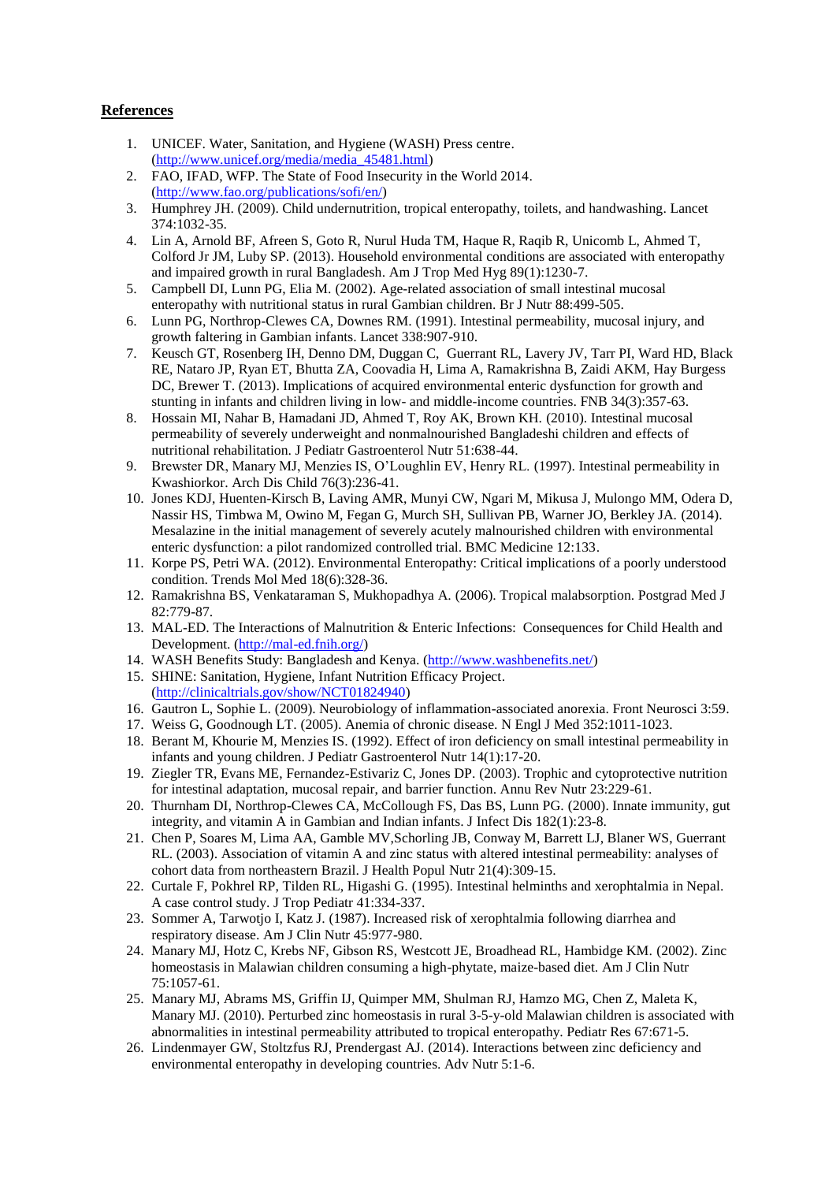## References

1. UNICEF. Water, Sanitation, and Hygiene (WASH) Press centre. (http://www.unicef.org/media/media_45481.html)
2. FAO, IFAD, WFP. The State of Food Insecurity in the World 2014. (http://www.fao.org/publications/sofi/en/)
3. Humphrey JH. (2009). Child undernutrition, tropical enteropathy, toilets, and handwashing. Lancet 374:1032-35.
4. Lin A, Arnold BF, Afreen S, Goto R, Nurul Huda TM, Haque R, Raqib R, Unicomb L, Ahmed T, Colford Jr JM, Luby SP. (2013). Household environmental conditions are associated with enteropathy and impaired growth in rural Bangladesh. Am J Trop Med Hyg 89(1):1230-7.
5. Campbell DI, Lunn PG, Elia M. (2002). Age-related association of small intestinal mucosal enteropathy with nutritional status in rural Gambian children. Br J Nutr 88:499-505.
6. Lunn PG, Northrop-Clewes CA, Downes RM. (1991). Intestinal permeability, mucosal injury, and growth faltering in Gambian infants. Lancet 338:907-910.
7. Keusch GT, Rosenberg IH, Denno DM, Duggan C, Guerrant RL, Lavery JV, Tarr PI, Ward HD, Black RE, Nataro JP, Ryan ET, Bhutta ZA, Coovadia H, Lima A, Ramakrishna B, Zaidi AKM, Hay Burgess DC, Brewer T. (2013). Implications of acquired environmental enteric dysfunction for growth and stunting in infants and children living in low- and middle-income countries. FNB 34(3):357-63.
8. Hossain MI, Nahar B, Hamadani JD, Ahmed T, Roy AK, Brown KH. (2010). Intestinal mucosal permeability of severely underweight and nonmalnourished Bangladeshi children and effects of nutritional rehabilitation. J Pediatr Gastroenterol Nutr 51:638-44.
9. Brewster DR, Manary MJ, Menzies IS, O'Loughlin EV, Henry RL. (1997). Intestinal permeability in Kwashiorkor. Arch Dis Child 76(3):236-41.
10. Jones KDJ, Huenten-Kirsch B, Laving AMR, Munyi CW, Ngari M, Mikusa J, Mulongo MM, Odera D, Nassir HS, Timbwa M, Owino M, Fegan G, Murch SH, Sullivan PB, Warner JO, Berkley JA. (2014). Mesalazine in the initial management of severely acutely malnourished children with environmental enteric dysfunction: a pilot randomized controlled trial. BMC Medicine 12:133.
11. Korpe PS, Petri WA. (2012). Environmental Enteropathy: Critical implications of a poorly understood condition. Trends Mol Med 18(6):328-36.
12. Ramakrishna BS, Venkataraman S, Mukhopadhya A. (2006). Tropical malabsorption. Postgrad Med J 82:779-87.
13. MAL-ED. The Interactions of Malnutrition & Enteric Infections: Consequences for Child Health and Development. (http://mal-ed.fnih.org/)
14. WASH Benefits Study: Bangladesh and Kenya. (http://www.washbenefits.net/)
15. SHINE: Sanitation, Hygiene, Infant Nutrition Efficacy Project. (http://clinicaltrials.gov/show/NCT01824940)
16. Gautron L, Sophie L. (2009). Neurobiology of inflammation-associated anorexia. Front Neurosci 3:59.
17. Weiss G, Goodnough LT. (2005). Anemia of chronic disease. N Engl J Med 352:1011-1023.
18. Berant M, Khourie M, Menzies IS. (1992). Effect of iron deficiency on small intestinal permeability in infants and young children. J Pediatr Gastroenterol Nutr 14(1):17-20.
19. Ziegler TR, Evans ME, Fernandez-Estivariz C, Jones DP. (2003). Trophic and cytoprotective nutrition for intestinal adaptation, mucosal repair, and barrier function. Annu Rev Nutr 23:229-61.
20. Thurnham DI, Northrop-Clewes CA, McCollough FS, Das BS, Lunn PG. (2000). Innate immunity, gut integrity, and vitamin A in Gambian and Indian infants. J Infect Dis 182(1):23-8.
21. Chen P, Soares M, Lima AA, Gamble MV,Schorling JB, Conway M, Barrett LJ, Blaner WS, Guerrant RL. (2003). Association of vitamin A and zinc status with altered intestinal permeability: analyses of cohort data from northeastern Brazil. J Health Popul Nutr 21(4):309-15.
22. Curtale F, Pokhrel RP, Tilden RL, Higashi G. (1995). Intestinal helminths and xerophtalmia in Nepal. A case control study. J Trop Pediatr 41:334-337.
23. Sommer A, Tarwotjo I, Katz J. (1987). Increased risk of xerophtalmia following diarrhea and respiratory disease. Am J Clin Nutr 45:977-980.
24. Manary MJ, Hotz C, Krebs NF, Gibson RS, Westcott JE, Broadhead RL, Hambidge KM. (2002). Zinc homeostasis in Malawian children consuming a high-phytate, maize-based diet. Am J Clin Nutr 75:1057-61.
25. Manary MJ, Abrams MS, Griffin IJ, Quimper MM, Shulman RJ, Hamzo MG, Chen Z, Maleta K, Manary MJ. (2010). Perturbed zinc homeostasis in rural 3-5-y-old Malawian children is associated with abnormalities in intestinal permeability attributed to tropical enteropathy. Pediatr Res 67:671-5.
26. Lindenmayer GW, Stoltzfus RJ, Prendergast AJ. (2014). Interactions between zinc deficiency and environmental enteropathy in developing countries. Adv Nutr 5:1-6.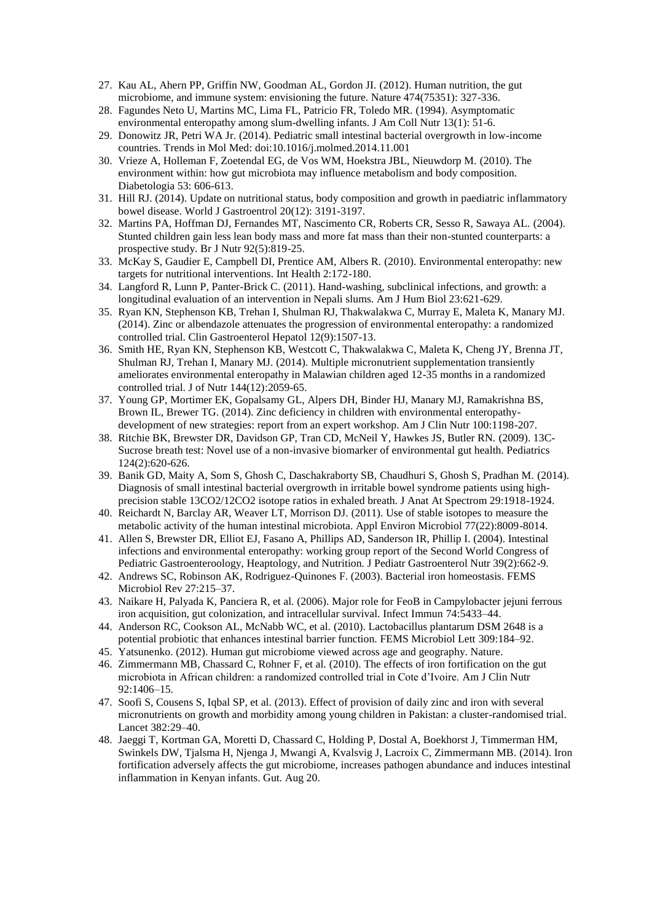27. Kau AL, Ahern PP, Griffin NW, Goodman AL, Gordon JI. (2012). Human nutrition, the gut microbiome, and immune system: envisioning the future. Nature 474(75351): 327-336.
28. Fagundes Neto U, Martins MC, Lima FL, Patricio FR, Toledo MR. (1994). Asymptomatic environmental enteropathy among slum-dwelling infants. J Am Coll Nutr 13(1): 51-6.
29. Donowitz JR, Petri WA Jr. (2014). Pediatric small intestinal bacterial overgrowth in low-income countries. Trends in Mol Med: doi:10.1016/j.molmed.2014.11.001
30. Vrieze A, Holleman F, Zoetendal EG, de Vos WM, Hoekstra JBL, Nieuwdorp M. (2010). The environment within: how gut microbiota may influence metabolism and body composition. Diabetologia 53: 606-613.
31. Hill RJ. (2014). Update on nutritional status, body composition and growth in paediatric inflammatory bowel disease. World J Gastroentrol 20(12): 3191-3197.
32. Martins PA, Hoffman DJ, Fernandes MT, Nascimento CR, Roberts CR, Sesso R, Sawaya AL. (2004). Stunted children gain less lean body mass and more fat mass than their non-stunted counterparts: a prospective study. Br J Nutr 92(5):819-25.
33. McKay S, Gaudier E, Campbell DI, Prentice AM, Albers R. (2010). Environmental enteropathy: new targets for nutritional interventions. Int Health 2:172-180.
34. Langford R, Lunn P, Panter-Brick C. (2011). Hand-washing, subclinical infections, and growth: a longitudinal evaluation of an intervention in Nepali slums. Am J Hum Biol 23:621-629.
35. Ryan KN, Stephenson KB, Trehan I, Shulman RJ, Thakwalakwa C, Murray E, Maleta K, Manary MJ. (2014). Zinc or albendazole attenuates the progression of environmental enteropathy: a randomized controlled trial. Clin Gastroenterol Hepatol 12(9):1507-13.
36. Smith HE, Ryan KN, Stephenson KB, Westcott C, Thakwalakwa C, Maleta K, Cheng JY, Brenna JT, Shulman RJ, Trehan I, Manary MJ. (2014). Multiple micronutrient supplementation transiently ameliorates environmental enteropathy in Malawian children aged 12-35 months in a randomized controlled trial. J of Nutr 144(12):2059-65.
37. Young GP, Mortimer EK, Gopalsamy GL, Alpers DH, Binder HJ, Manary MJ, Ramakrishna BS, Brown IL, Brewer TG. (2014). Zinc deficiency in children with environmental enteropathy-development of new strategies: report from an expert workshop. Am J Clin Nutr 100:1198-207.
38. Ritchie BK, Brewster DR, Davidson GP, Tran CD, McNeil Y, Hawkes JS, Butler RN. (2009). 13C-Sucrose breath test: Novel use of a non-invasive biomarker of environmental gut health. Pediatrics 124(2):620-626.
39. Banik GD, Maity A, Som S, Ghosh C, Daschakraborty SB, Chaudhuri S, Ghosh S, Pradhan M. (2014). Diagnosis of small intestinal bacterial overgrowth in irritable bowel syndrome patients using high-precision stable 13CO2/12CO2 isotope ratios in exhaled breath. J Anat At Spectrom 29:1918-1924.
40. Reichardt N, Barclay AR, Weaver LT, Morrison DJ. (2011). Use of stable isotopes to measure the metabolic activity of the human intestinal microbiota. Appl Environ Microbiol 77(22):8009-8014.
41. Allen S, Brewster DR, Elliot EJ, Fasano A, Phillips AD, Sanderson IR, Phillip I. (2004). Intestinal infections and environmental enteropathy: working group report of the Second World Congress of Pediatric Gastroenteroology, Heaptology, and Nutrition. J Pediatr Gastroenterol Nutr 39(2):662-9.
42. Andrews SC, Robinson AK, Rodriguez-Quinones F. (2003). Bacterial iron homeostasis. FEMS Microbiol Rev 27:215–37.
43. Naikare H, Palyada K, Panciera R, et al. (2006). Major role for FeoB in Campylobacter jejuni ferrous iron acquisition, gut colonization, and intracellular survival. Infect Immun 74:5433–44.
44. Anderson RC, Cookson AL, McNabb WC, et al. (2010). Lactobacillus plantarum DSM 2648 is a potential probiotic that enhances intestinal barrier function. FEMS Microbiol Lett 309:184–92.
45. Yatsunenko. (2012). Human gut microbiome viewed across age and geography. Nature.
46. Zimmermann MB, Chassard C, Rohner F, et al. (2010). The effects of iron fortification on the gut microbiota in African children: a randomized controlled trial in Cote d'Ivoire. Am J Clin Nutr 92:1406–15.
47. Soofi S, Cousens S, Iqbal SP, et al. (2013). Effect of provision of daily zinc and iron with several micronutrients on growth and morbidity among young children in Pakistan: a cluster-randomised trial. Lancet 382:29–40.
48. Jaeggi T, Kortman GA, Moretti D, Chassard C, Holding P, Dostal A, Boekhorst J, Timmerman HM, Swinkels DW, Tjalsma H, Njenga J, Mwangi A, Kvalsvig J, Lacroix C, Zimmermann MB. (2014). Iron fortification adversely affects the gut microbiome, increases pathogen abundance and induces intestinal inflammation in Kenyan infants. Gut. Aug 20.